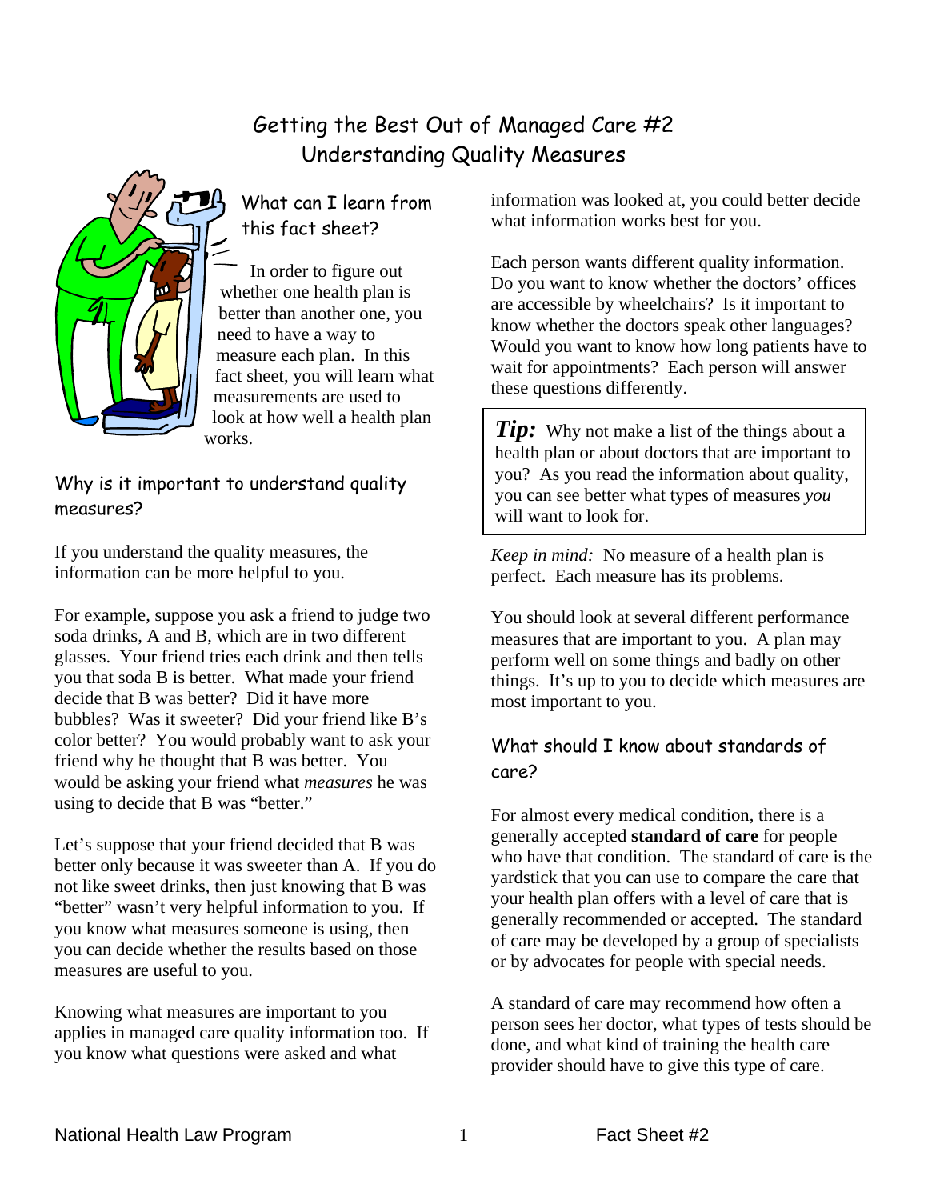# Getting the Best Out of Managed Care #2
# Understanding Quality Measures

## What can I learn from this fact sheet?

In order to figure out whether one health plan is better than another one, you need to have a way to measure each plan. In this fact sheet, you will learn what measurements are used to look at how well a health plan works.

## Why is it important to understand quality measures?

If you understand the quality measures, the information can be more helpful to you.

For example, suppose you ask a friend to judge two soda drinks, A and B, which are in two different glasses. Your friend tries each drink and then tells you that soda B is better. What made your friend decide that B was better? Did it have more bubbles? Was it sweeter? Did your friend like B's color better? You would probably want to ask your friend why he thought that B was better. You would be asking your friend what *measures* he was using to decide that B was "better."

Let's suppose that your friend decided that B was better only because it was sweeter than A. If you do not like sweet drinks, then just knowing that B was "better" wasn't very helpful information to you. If you know what measures someone is using, then you can decide whether the results based on those measures are useful to you.

Knowing what measures are important to you applies in managed care quality information too. If you know what questions were asked and what information was looked at, you could better decide what information works best for you.

Each person wants different quality information. Do you want to know whether the doctors' offices are accessible by wheelchairs? Is it important to know whether the doctors speak other languages? Would you want to know how long patients have to wait for appointments? Each person will answer these questions differently.

> ***Tip:*** Why not make a list of the things about a health plan or about doctors that are important to you? As you read the information about quality, you can see better what types of measures *you* will want to look for.

*Keep in mind:* No measure of a health plan is perfect. Each measure has its problems.

You should look at several different performance measures that are important to you. A plan may perform well on some things and badly on other things. It's up to you to decide which measures are most important to you.

## What should I know about standards of care?

For almost every medical condition, there is a generally accepted **standard of care** for people who have that condition. The standard of care is the yardstick that you can use to compare the care that your health plan offers with a level of care that is generally recommended or accepted. The standard of care may be developed by a group of specialists or by advocates for people with special needs.

A standard of care may recommend how often a person sees her doctor, what types of tests should be done, and what kind of training the health care provider should have to give this type of care.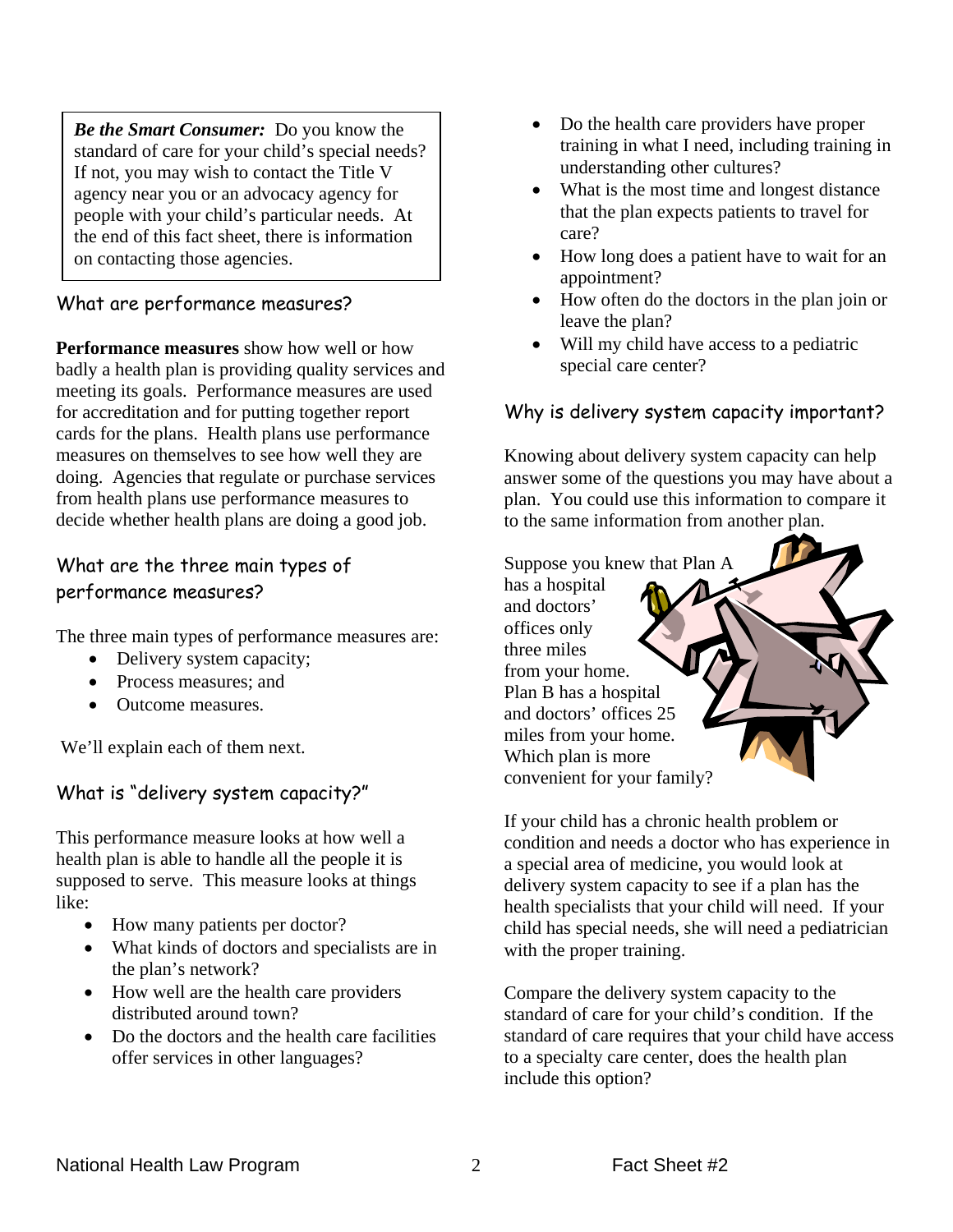> ***Be the Smart Consumer:*** Do you know the standard of care for your child's special needs? If not, you may wish to contact the Title V agency near you or an advocacy agency for people with your child's particular needs. At the end of this fact sheet, there is information on contacting those agencies.

### What are performance measures?

**Performance measures** show how well or how badly a health plan is providing quality services and meeting its goals. Performance measures are used for accreditation and for putting together report cards for the plans. Health plans use performance measures on themselves to see how well they are doing. Agencies that regulate or purchase services from health plans use performance measures to decide whether health plans are doing a good job.

### What are the three main types of performance measures?

The three main types of performance measures are:

- Delivery system capacity;
- Process measures; and
- Outcome measures.

We'll explain each of them next.

### What is "delivery system capacity?"

This performance measure looks at how well a health plan is able to handle all the people it is supposed to serve. This measure looks at things like:

- How many patients per doctor?
- What kinds of doctors and specialists are in the plan's network?
- How well are the health care providers distributed around town?
- Do the doctors and the health care facilities offer services in other languages?
- Do the health care providers have proper training in what I need, including training in understanding other cultures?
- What is the most time and longest distance that the plan expects patients to travel for care?
- How long does a patient have to wait for an appointment?
- How often do the doctors in the plan join or leave the plan?
- Will my child have access to a pediatric special care center?

### Why is delivery system capacity important?

Knowing about delivery system capacity can help answer some of the questions you may have about a plan. You could use this information to compare it to the same information from another plan.

Suppose you knew that Plan A has a hospital and doctors' offices only three miles from your home. Plan B has a hospital and doctors' offices 25 miles from your home. Which plan is more convenient for your family?

If your child has a chronic health problem or condition and needs a doctor who has experience in a special area of medicine, you would look at delivery system capacity to see if a plan has the health specialists that your child will need. If your child has special needs, she will need a pediatrician with the proper training.

Compare the delivery system capacity to the standard of care for your child's condition. If the standard of care requires that your child have access to a specialty care center, does the health plan include this option?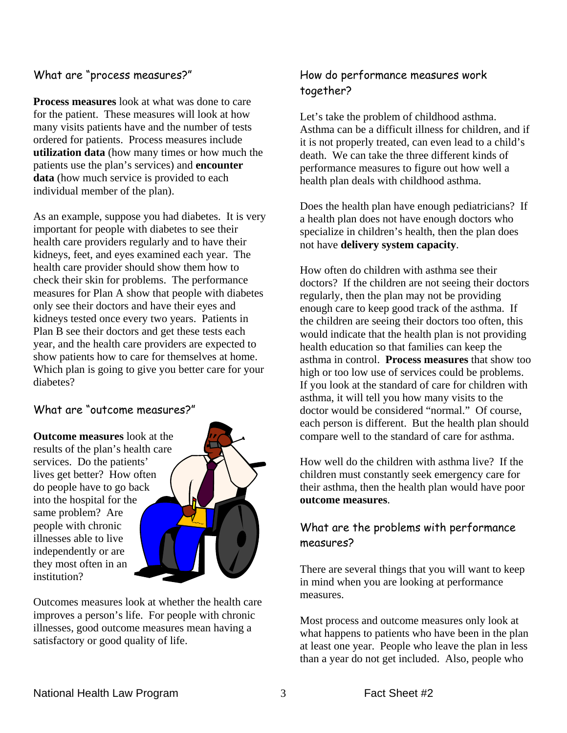## What are "process measures?"

**Process measures** look at what was done to care for the patient. These measures will look at how many visits patients have and the number of tests ordered for patients. Process measures include **utilization data** (how many times or how much the patients use the plan's services) and **encounter data** (how much service is provided to each individual member of the plan).

As an example, suppose you had diabetes. It is very important for people with diabetes to see their health care providers regularly and to have their kidneys, feet, and eyes examined each year. The health care provider should show them how to check their skin for problems. The performance measures for Plan A show that people with diabetes only see their doctors and have their eyes and kidneys tested once every two years. Patients in Plan B see their doctors and get these tests each year, and the health care providers are expected to show patients how to care for themselves at home. Which plan is going to give you better care for your diabetes?

## What are "outcome measures?"

**Outcome measures** look at the results of the plan's health care services. Do the patients' lives get better? How often do people have to go back into the hospital for the same problem? Are people with chronic illnesses able to live independently or are they most often in an institution?

Outcomes measures look at whether the health care improves a person's life. For people with chronic illnesses, good outcome measures mean having a satisfactory or good quality of life.

## How do performance measures work together?

Let's take the problem of childhood asthma. Asthma can be a difficult illness for children, and if it is not properly treated, can even lead to a child's death. We can take the three different kinds of performance measures to figure out how well a health plan deals with childhood asthma.

Does the health plan have enough pediatricians? If a health plan does not have enough doctors who specialize in children's health, then the plan does not have **delivery system capacity**.

How often do children with asthma see their doctors? If the children are not seeing their doctors regularly, then the plan may not be providing enough care to keep good track of the asthma. If the children are seeing their doctors too often, this would indicate that the health plan is not providing health education so that families can keep the asthma in control. **Process measures** that show too high or too low use of services could be problems. If you look at the standard of care for children with asthma, it will tell you how many visits to the doctor would be considered "normal." Of course, each person is different. But the health plan should compare well to the standard of care for asthma.

How well do the children with asthma live? If the children must constantly seek emergency care for their asthma, then the health plan would have poor **outcome measures**.

## What are the problems with performance measures?

There are several things that you will want to keep in mind when you are looking at performance measures.

Most process and outcome measures only look at what happens to patients who have been in the plan at least one year. People who leave the plan in less than a year do not get included. Also, people who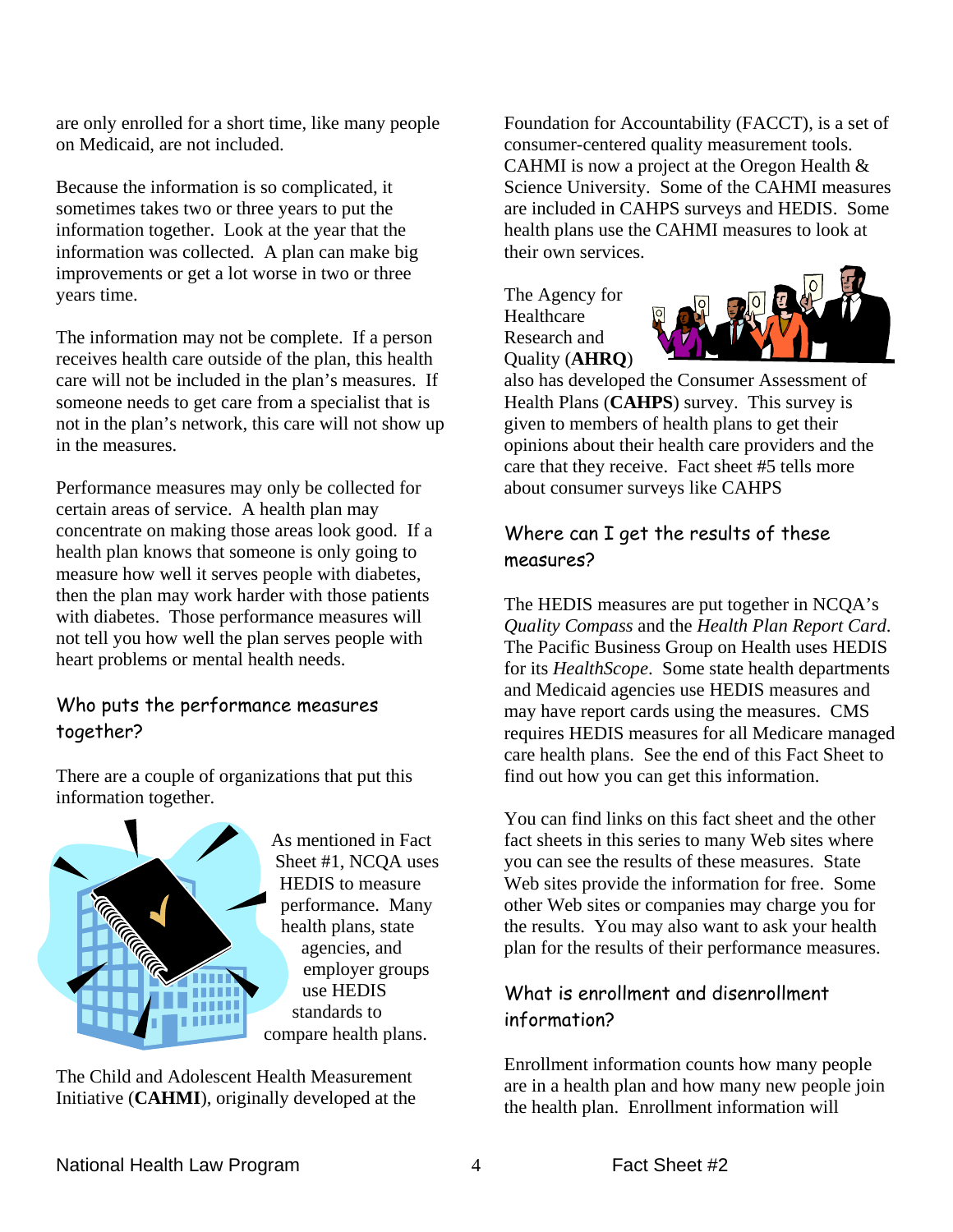are only enrolled for a short time, like many people on Medicaid, are not included.

Because the information is so complicated, it sometimes takes two or three years to put the information together. Look at the year that the information was collected. A plan can make big improvements or get a lot worse in two or three years time.

The information may not be complete. If a person receives health care outside of the plan, this health care will not be included in the plan's measures. If someone needs to get care from a specialist that is not in the plan's network, this care will not show up in the measures.

Performance measures may only be collected for certain areas of service. A health plan may concentrate on making those areas look good. If a health plan knows that someone is only going to measure how well it serves people with diabetes, then the plan may work harder with those patients with diabetes. Those performance measures will not tell you how well the plan serves people with heart problems or mental health needs.

## Who puts the performance measures together?

There are a couple of organizations that put this information together.

As mentioned in Fact Sheet #1, NCQA uses HEDIS to measure performance. Many health plans, state agencies, and employer groups use HEDIS standards to compare health plans.

The Child and Adolescent Health Measurement Initiative (**CAHMI**), originally developed at the Foundation for Accountability (FACCT), is a set of consumer-centered quality measurement tools. CAHMI is now a project at the Oregon Health & Science University. Some of the CAHMI measures are included in CAHPS surveys and HEDIS. Some health plans use the CAHMI measures to look at their own services.

The Agency for Healthcare Research and Quality (**AHRQ**) also has developed the Consumer Assessment of Health Plans (**CAHPS**) survey. This survey is given to members of health plans to get their opinions about their health care providers and the care that they receive. Fact sheet #5 tells more about consumer surveys like CAHPS

## Where can I get the results of these measures?

The HEDIS measures are put together in NCQA's *Quality Compass* and the *Health Plan Report Card*. The Pacific Business Group on Health uses HEDIS for its *HealthScope*. Some state health departments and Medicaid agencies use HEDIS measures and may have report cards using the measures. CMS requires HEDIS measures for all Medicare managed care health plans. See the end of this Fact Sheet to find out how you can get this information.

You can find links on this fact sheet and the other fact sheets in this series to many Web sites where you can see the results of these measures. State Web sites provide the information for free. Some other Web sites or companies may charge you for the results. You may also want to ask your health plan for the results of their performance measures.

## What is enrollment and disenrollment information?

Enrollment information counts how many people are in a health plan and how many new people join the health plan. Enrollment information will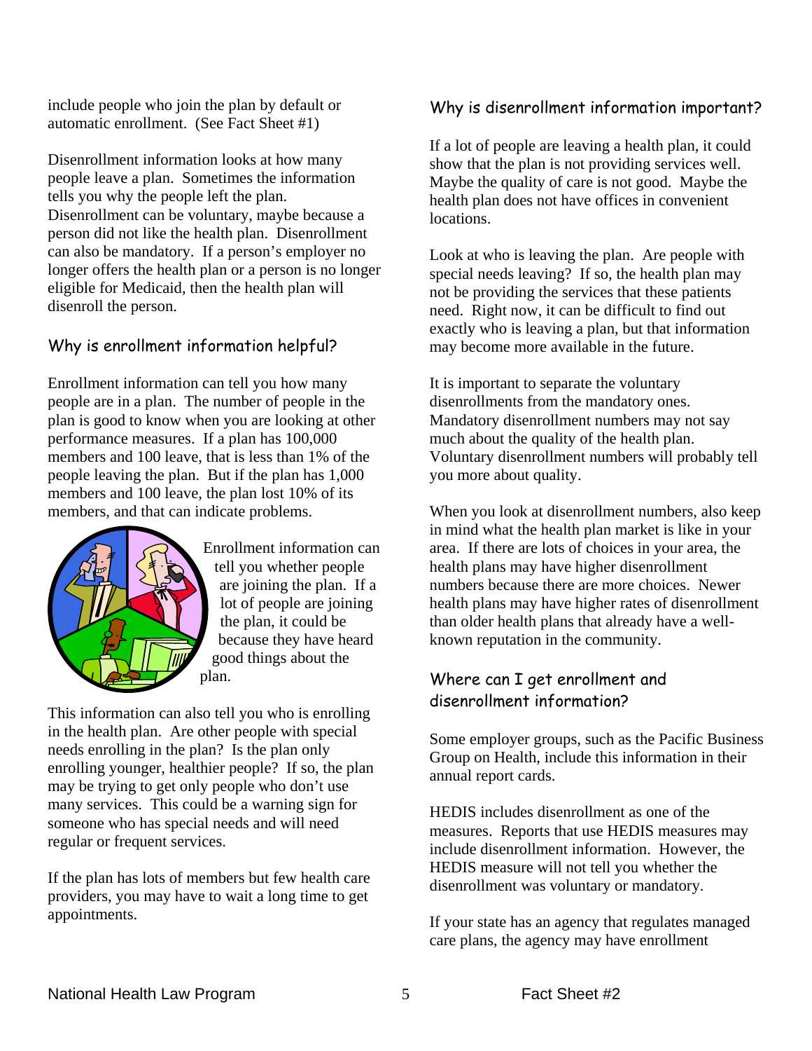include people who join the plan by default or automatic enrollment. (See Fact Sheet #1)

Disenrollment information looks at how many people leave a plan. Sometimes the information tells you why the people left the plan. Disenrollment can be voluntary, maybe because a person did not like the health plan. Disenrollment can also be mandatory. If a person's employer no longer offers the health plan or a person is no longer eligible for Medicaid, then the health plan will disenroll the person.

## Why is enrollment information helpful?

Enrollment information can tell you how many people are in a plan. The number of people in the plan is good to know when you are looking at other performance measures. If a plan has 100,000 members and 100 leave, that is less than 1% of the people leaving the plan. But if the plan has 1,000 members and 100 leave, the plan lost 10% of its members, and that can indicate problems.

Enrollment information can tell you whether people are joining the plan. If a lot of people are joining the plan, it could be because they have heard good things about the plan.

This information can also tell you who is enrolling in the health plan. Are other people with special needs enrolling in the plan? Is the plan only enrolling younger, healthier people? If so, the plan may be trying to get only people who don't use many services. This could be a warning sign for someone who has special needs and will need regular or frequent services.

If the plan has lots of members but few health care providers, you may have to wait a long time to get appointments.

## Why is disenrollment information important?

If a lot of people are leaving a health plan, it could show that the plan is not providing services well. Maybe the quality of care is not good. Maybe the health plan does not have offices in convenient locations.

Look at who is leaving the plan. Are people with special needs leaving? If so, the health plan may not be providing the services that these patients need. Right now, it can be difficult to find out exactly who is leaving a plan, but that information may become more available in the future.

It is important to separate the voluntary disenrollments from the mandatory ones. Mandatory disenrollment numbers may not say much about the quality of the health plan. Voluntary disenrollment numbers will probably tell you more about quality.

When you look at disenrollment numbers, also keep in mind what the health plan market is like in your area. If there are lots of choices in your area, the health plans may have higher disenrollment numbers because there are more choices. Newer health plans may have higher rates of disenrollment than older health plans that already have a well-known reputation in the community.

## Where can I get enrollment and disenrollment information?

Some employer groups, such as the Pacific Business Group on Health, include this information in their annual report cards.

HEDIS includes disenrollment as one of the measures. Reports that use HEDIS measures may include disenrollment information. However, the HEDIS measure will not tell you whether the disenrollment was voluntary or mandatory.

If your state has an agency that regulates managed care plans, the agency may have enrollment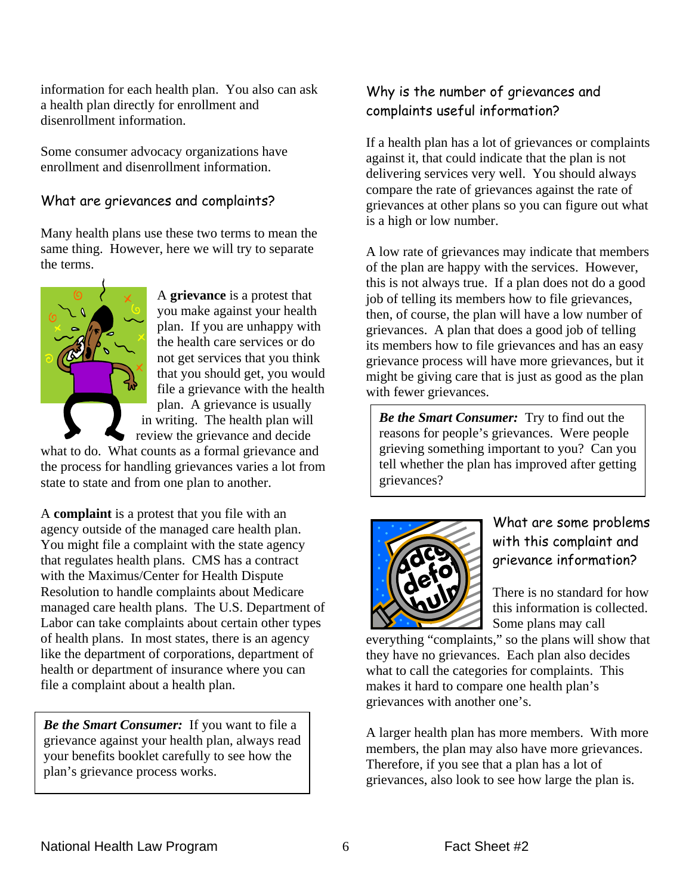information for each health plan. You also can ask a health plan directly for enrollment and disenrollment information.

Some consumer advocacy organizations have enrollment and disenrollment information.

### What are grievances and complaints?

Many health plans use these two terms to mean the same thing. However, here we will try to separate the terms.

A **grievance** is a protest that you make against your health plan. If you are unhappy with the health care services or do not get services that you think that you should get, you would file a grievance with the health plan. A grievance is usually in writing. The health plan will review the grievance and decide what to do. What counts as a formal grievance and the process for handling grievances varies a lot from state to state and from one plan to another.

A **complaint** is a protest that you file with an agency outside of the managed care health plan. You might file a complaint with the state agency that regulates health plans. CMS has a contract with the Maximus/Center for Health Dispute Resolution to handle complaints about Medicare managed care health plans. The U.S. Department of Labor can take complaints about certain other types of health plans. In most states, there is an agency like the department of corporations, department of health or department of insurance where you can file a complaint about a health plan.

> ***Be the Smart Consumer:*** If you want to file a grievance against your health plan, always read your benefits booklet carefully to see how the plan's grievance process works.

### Why is the number of grievances and complaints useful information?

If a health plan has a lot of grievances or complaints against it, that could indicate that the plan is not delivering services very well. You should always compare the rate of grievances against the rate of grievances at other plans so you can figure out what is a high or low number.

A low rate of grievances may indicate that members of the plan are happy with the services. However, this is not always true. If a plan does not do a good job of telling its members how to file grievances, then, of course, the plan will have a low number of grievances. A plan that does a good job of telling its members how to file grievances and has an easy grievance process will have more grievances, but it might be giving care that is just as good as the plan with fewer grievances.

> ***Be the Smart Consumer:*** Try to find out the reasons for people's grievances. Were people grieving something important to you? Can you tell whether the plan has improved after getting grievances?

### What are some problems with this complaint and grievance information?

There is no standard for how this information is collected. Some plans may call everything "complaints," so the plans will show that they have no grievances. Each plan also decides what to call the categories for complaints. This makes it hard to compare one health plan's grievances with another one's.

A larger health plan has more members. With more members, the plan may also have more grievances. Therefore, if you see that a plan has a lot of grievances, also look to see how large the plan is.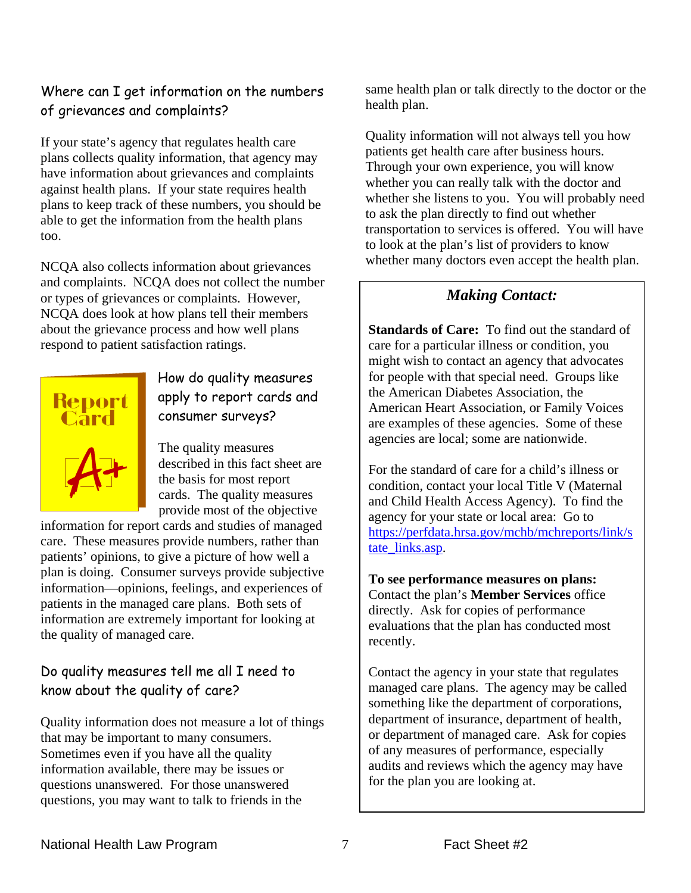### Where can I get information on the numbers of grievances and complaints?

If your state's agency that regulates health care plans collects quality information, that agency may have information about grievances and complaints against health plans. If your state requires health plans to keep track of these numbers, you should be able to get the information from the health plans too.

NCQA also collects information about grievances and complaints. NCQA does not collect the number or types of grievances or complaints. However, NCQA does look at how plans tell their members about the grievance process and how well plans respond to patient satisfaction ratings.

### How do quality measures apply to report cards and consumer surveys?

The quality measures described in this fact sheet are the basis for most report cards. The quality measures provide most of the objective information for report cards and studies of managed care. These measures provide numbers, rather than patients' opinions, to give a picture of how well a plan is doing. Consumer surveys provide subjective information—opinions, feelings, and experiences of patients in the managed care plans. Both sets of information are extremely important for looking at the quality of managed care.

### Do quality measures tell me all I need to know about the quality of care?

Quality information does not measure a lot of things that may be important to many consumers. Sometimes even if you have all the quality information available, there may be issues or questions unanswered. For those unanswered questions, you may want to talk to friends in the same health plan or talk directly to the doctor or the health plan.

Quality information will not always tell you how patients get health care after business hours. Through your own experience, you will know whether you can really talk with the doctor and whether she listens to you. You will probably need to ask the plan directly to find out whether transportation to services is offered. You will have to look at the plan's list of providers to know whether many doctors even accept the health plan.

---

## *Making Contact:*

**Standards of Care:** To find out the standard of care for a particular illness or condition, you might wish to contact an agency that advocates for people with that special need. Groups like the American Diabetes Association, the American Heart Association, or Family Voices are examples of these agencies. Some of these agencies are local; some are nationwide.

For the standard of care for a child's illness or condition, contact your local Title V (Maternal and Child Health Access Agency). To find the agency for your state or local area: Go to https://perfdata.hrsa.gov/mchb/mchreports/link/state_links.asp.

**To see performance measures on plans:** Contact the plan's **Member Services** office directly. Ask for copies of performance evaluations that the plan has conducted most recently.

Contact the agency in your state that regulates managed care plans. The agency may be called something like the department of corporations, department of insurance, department of health, or department of managed care. Ask for copies of any measures of performance, especially audits and reviews which the agency may have for the plan you are looking at.

---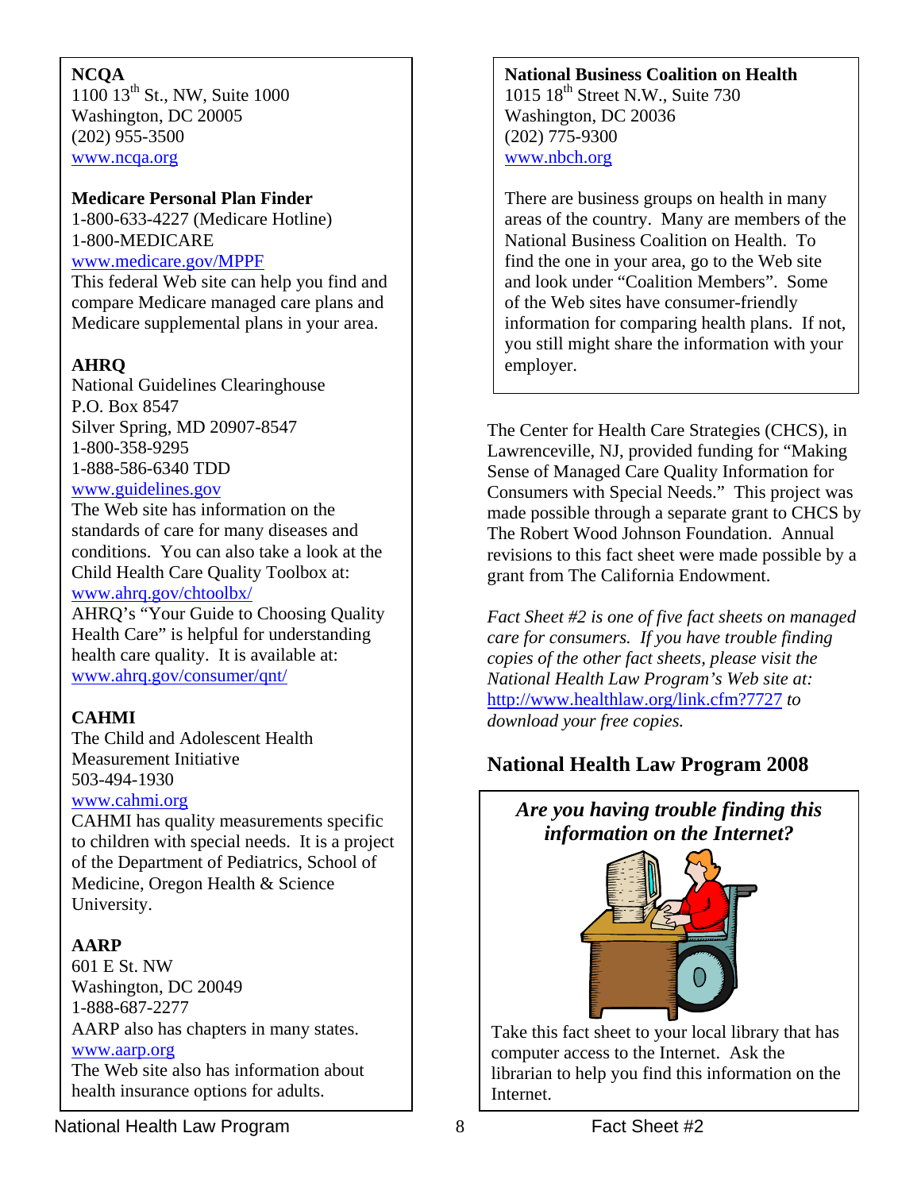**NCQA**
1100 13th St., NW, Suite 1000
Washington, DC 20005
(202) 955-3500
www.ncqa.org

**Medicare Personal Plan Finder**
1-800-633-4227 (Medicare Hotline)
1-800-MEDICARE
www.medicare.gov/MPPF
This federal Web site can help you find and compare Medicare managed care plans and Medicare supplemental plans in your area.

**AHRQ**
National Guidelines Clearinghouse
P.O. Box 8547
Silver Spring, MD 20907-8547
1-800-358-9295
1-888-586-6340 TDD
www.guidelines.gov
The Web site has information on the standards of care for many diseases and conditions. You can also take a look at the Child Health Care Quality Toolbox at:
www.ahrq.gov/chtoolbx/
AHRQ's "Your Guide to Choosing Quality Health Care" is helpful for understanding health care quality. It is available at:
www.ahrq.gov/consumer/qnt/

**CAHMI**
The Child and Adolescent Health Measurement Initiative
503-494-1930
www.cahmi.org
CAHMI has quality measurements specific to children with special needs. It is a project of the Department of Pediatrics, School of Medicine, Oregon Health & Science University.

**AARP**
601 E St. NW
Washington, DC 20049
1-888-687-2277
AARP also has chapters in many states.
www.aarp.org
The Web site also has information about health insurance options for adults.

**National Business Coalition on Health**
1015 18th Street N.W., Suite 730
Washington, DC 20036
(202) 775-9300
www.nbch.org

There are business groups on health in many areas of the country. Many are members of the National Business Coalition on Health. To find the one in your area, go to the Web site and look under "Coalition Members". Some of the Web sites have consumer-friendly information for comparing health plans. If not, you still might share the information with your employer.

The Center for Health Care Strategies (CHCS), in Lawrenceville, NJ, provided funding for "Making Sense of Managed Care Quality Information for Consumers with Special Needs." This project was made possible through a separate grant to CHCS by The Robert Wood Johnson Foundation. Annual revisions to this fact sheet were made possible by a grant from The California Endowment.

*Fact Sheet #2 is one of five fact sheets on managed care for consumers. If you have trouble finding copies of the other fact sheets, please visit the National Health Law Program's Web site at:* http://www.healthlaw.org/link.cfm?7727 *to download your free copies.*

## National Health Law Program 2008

***Are you having trouble finding this information on the Internet?***

Take this fact sheet to your local library that has computer access to the Internet. Ask the librarian to help you find this information on the Internet.